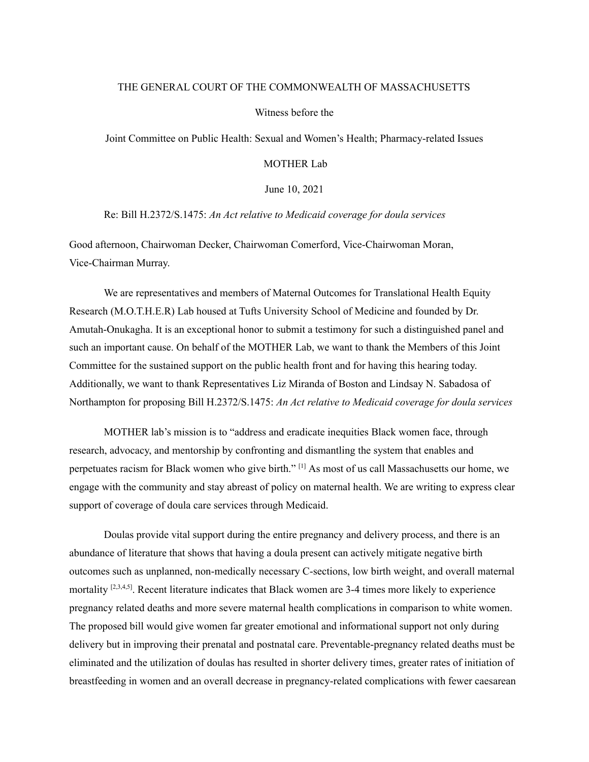THE GENERAL COURT OF THE COMMONWEALTH OF MASSACHUSETTS

Witness before the

Joint Committee on Public Health: Sexual and Women's Health; Pharmacy-related Issues

MOTHER Lab

June 10, 2021

Re: Bill H.2372/S.1475: *An Act relative to Medicaid coverage for doula services*

Good afternoon, Chairwoman Decker, Chairwoman Comerford, Vice-Chairwoman Moran, Vice-Chairman Murray.

We are representatives and members of Maternal Outcomes for Translational Health Equity Research (M.O.T.H.E.R) Lab housed at Tufts University School of Medicine and founded by Dr. Amutah-Onukagha. It is an exceptional honor to submit a testimony for such a distinguished panel and such an important cause. On behalf of the MOTHER Lab, we want to thank the Members of this Joint Committee for the sustained support on the public health front and for having this hearing today. Additionally, we want to thank Representatives Liz Miranda of Boston and Lindsay N. Sabadosa of Northampton for proposing Bill H.2372/S.1475: *An Act relative to Medicaid coverage for doula services*

MOTHER lab's mission is to "address and eradicate inequities Black women face, through research, advocacy, and mentorship by confronting and dismantling the system that enables and perpetuates racism for Black women who give birth." [1] As most of us call Massachusetts our home, we engage with the community and stay abreast of policy on maternal health. We are writing to express clear support of coverage of doula care services through Medicaid.

Doulas provide vital support during the entire pregnancy and delivery process, and there is an abundance of literature that shows that having a doula present can actively mitigate negative birth outcomes such as unplanned, non-medically necessary C-sections, low birth weight, and overall maternal mortality [2,3,4,5]. Recent literature indicates that Black women are 3-4 times more likely to experience pregnancy related deaths and more severe maternal health complications in comparison to white women. The proposed bill would give women far greater emotional and informational support not only during delivery but in improving their prenatal and postnatal care. Preventable-pregnancy related deaths must be eliminated and the utilization of doulas has resulted in shorter delivery times, greater rates of initiation of breastfeeding in women and an overall decrease in pregnancy-related complications with fewer caesarean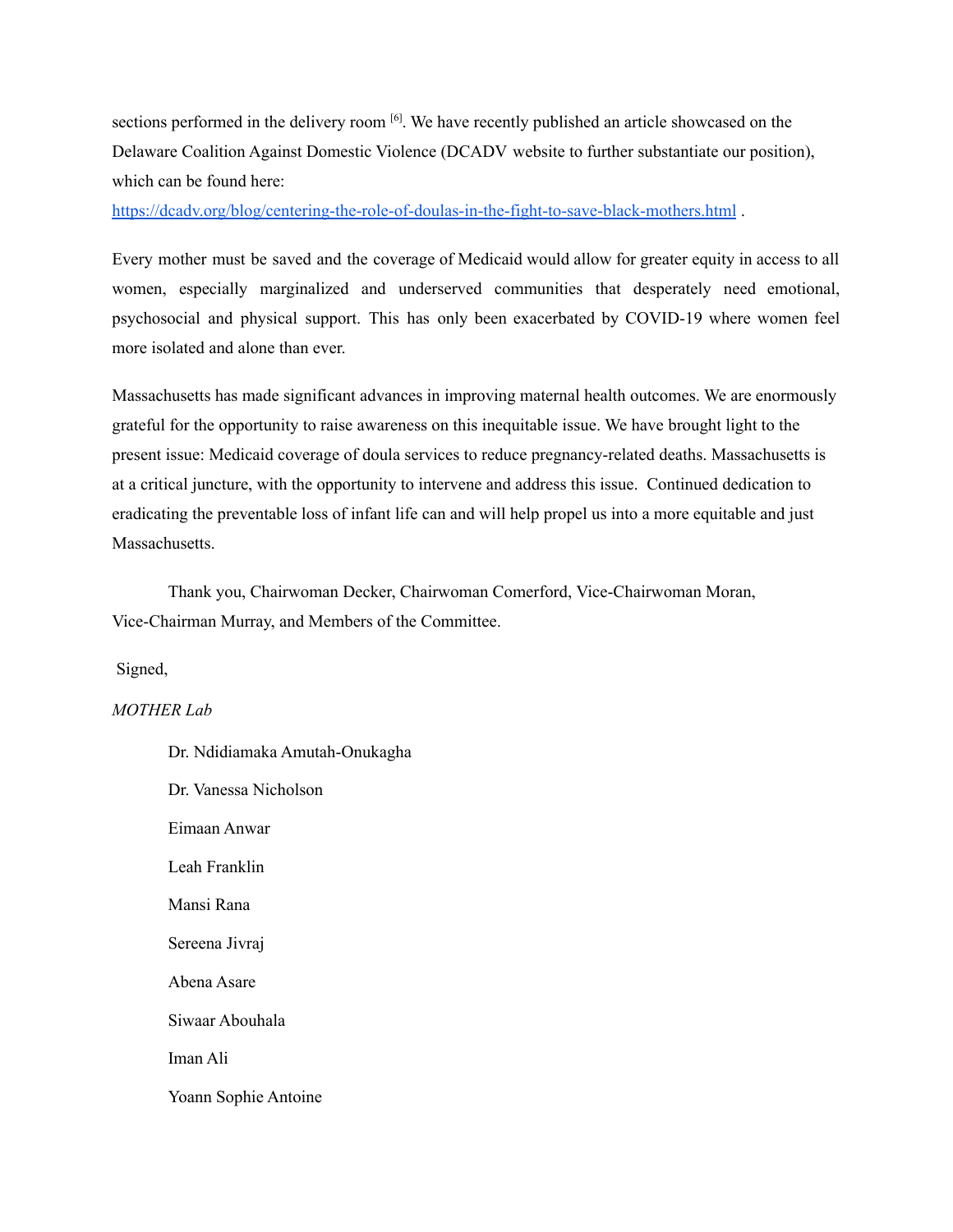sections performed in the delivery room [6]. We have recently published an article showcased on the Delaware Coalition Against Domestic Violence (DCADV website to further substantiate our position), which can be found here: https://dcadv.org/blog/centering-the-role-of-doulas-in-the-fight-to-save-black-mothers.html .

Every mother must be saved and the coverage of Medicaid would allow for greater equity in access to all women, especially marginalized and underserved communities that desperately need emotional, psychosocial and physical support. This has only been exacerbated by COVID-19 where women feel more isolated and alone than ever.

Massachusetts has made significant advances in improving maternal health outcomes. We are enormously grateful for the opportunity to raise awareness on this inequitable issue. We have brought light to the present issue: Medicaid coverage of doula services to reduce pregnancy-related deaths. Massachusetts is at a critical juncture, with the opportunity to intervene and address this issue. Continued dedication to eradicating the preventable loss of infant life can and will help propel us into a more equitable and just Massachusetts.

Thank you, Chairwoman Decker, Chairwoman Comerford, Vice-Chairwoman Moran, Vice-Chairman Murray, and Members of the Committee.

Signed,

*MOTHER Lab*

Dr. Ndidiamaka Amutah-Onukagha

Dr. Vanessa Nicholson

Eimaan Anwar

Leah Franklin

Mansi Rana

Sereena Jivraj

Abena Asare

Siwaar Abouhala

Iman Ali

Yoann Sophie Antoine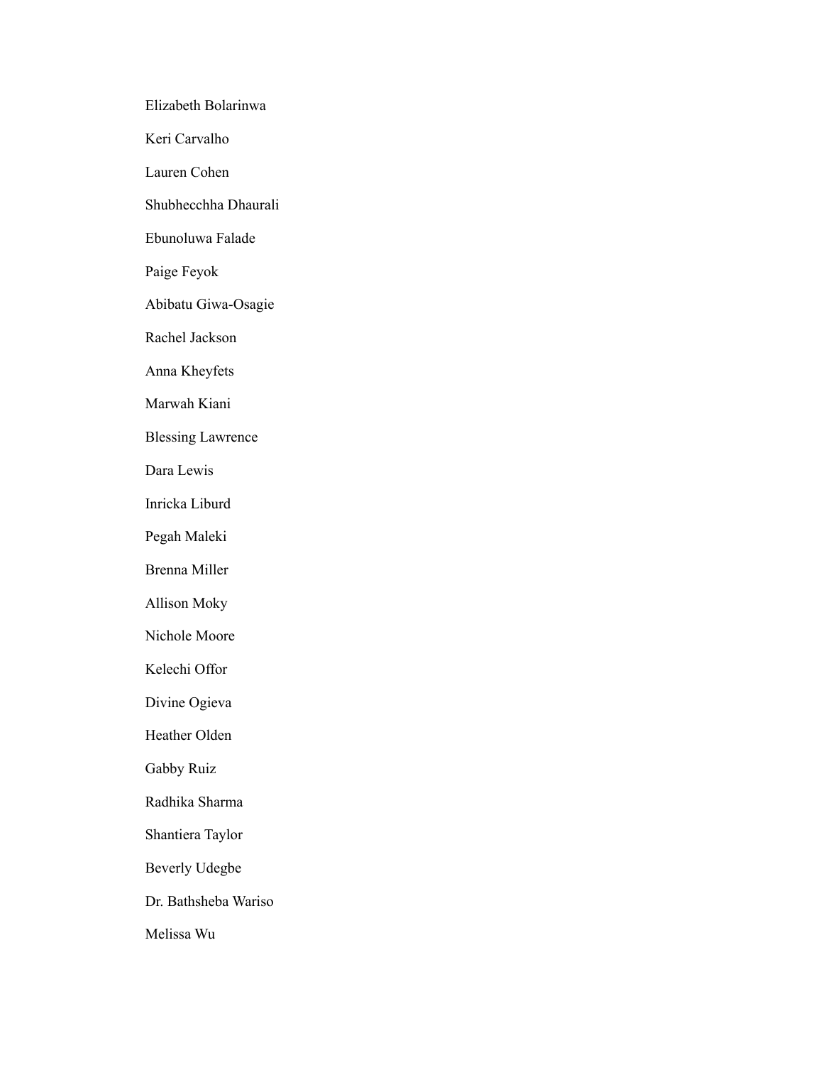Elizabeth Bolarinwa

Keri Carvalho

Lauren Cohen

Shubhecchha Dhaurali

Ebunoluwa Falade

Paige Feyok

Abibatu Giwa-Osagie

Rachel Jackson

Anna Kheyfets

Marwah Kiani

Blessing Lawrence

Dara Lewis

Inricka Liburd

Pegah Maleki

Brenna Miller

Allison Moky

Nichole Moore

Kelechi Offor

Divine Ogieva

Heather Olden

Gabby Ruiz

Radhika Sharma

Shantiera Taylor

Beverly Udegbe

Dr. Bathsheba Wariso

Melissa Wu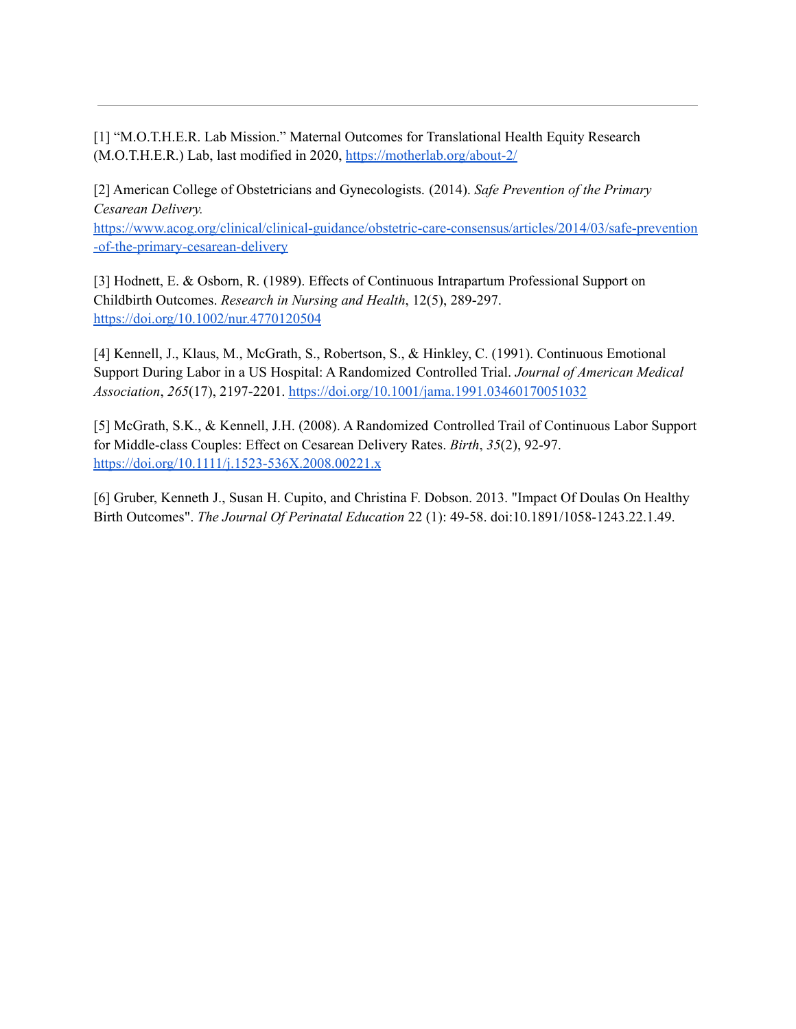---

[1] "M.O.T.H.E.R. Lab Mission." Maternal Outcomes for Translational Health Equity Research (M.O.T.H.E.R.) Lab, last modified in 2020, https://motherlab.org/about-2/

[2] American College of Obstetricians and Gynecologists. (2014). *Safe Prevention of the Primary Cesarean Delivery.* https://www.acog.org/clinical/clinical-guidance/obstetric-care-consensus/articles/2014/03/safe-prevention-of-the-primary-cesarean-delivery

[3] Hodnett, E. & Osborn, R. (1989). Effects of Continuous Intrapartum Professional Support on Childbirth Outcomes. *Research in Nursing and Health*, 12(5), 289-297. https://doi.org/10.1002/nur.4770120504

[4] Kennell, J., Klaus, M., McGrath, S., Robertson, S., & Hinkley, C. (1991). Continuous Emotional Support During Labor in a US Hospital: A Randomized Controlled Trial. *Journal of American Medical Association*, *265*(17), 2197-2201. https://doi.org/10.1001/jama.1991.03460170051032

[5] McGrath, S.K., & Kennell, J.H. (2008). A Randomized Controlled Trail of Continuous Labor Support for Middle-class Couples: Effect on Cesarean Delivery Rates. *Birth*, *35*(2), 92-97. https://doi.org/10.1111/j.1523-536X.2008.00221.x

[6] Gruber, Kenneth J., Susan H. Cupito, and Christina F. Dobson. 2013. "Impact Of Doulas On Healthy Birth Outcomes". *The Journal Of Perinatal Education* 22 (1): 49-58. doi:10.1891/1058-1243.22.1.49.